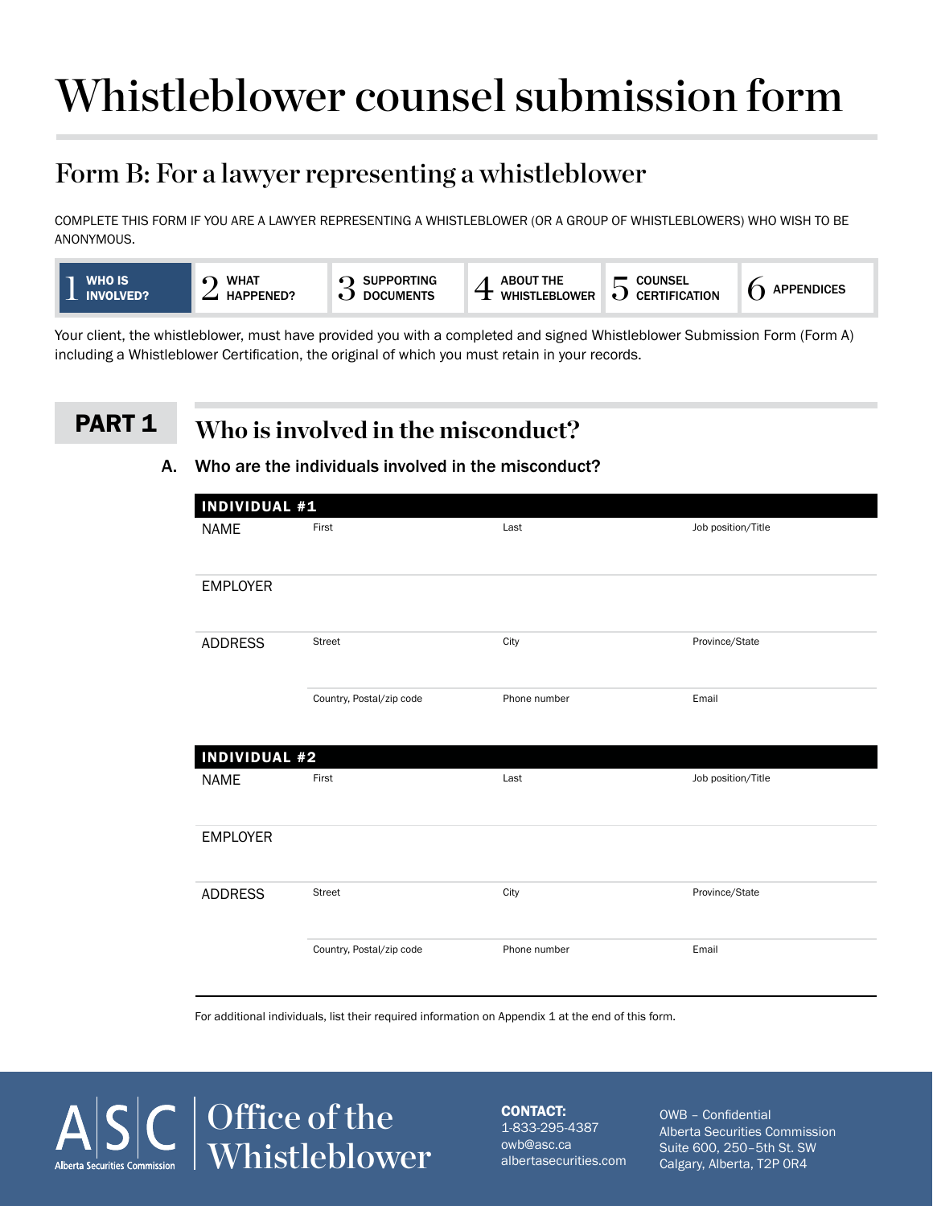# Whistleblower counsel submission form

## Form B: For a lawyer representing a whistleblower

COMPLETE THIS FORM IF YOU ARE A LAWYER REPRESENTING A WHISTLEBLOWER (OR A GROUP OF WHISTLEBLOWERS) WHO WISH TO BE ANONYMOUS.

| 1 WHO IS INVOLVED? | 2 WHAT HAPPENED? | 3 SUPPORTING DOCUMENTS | 4 ABOUT THE WHISTLEBLOWER | 5 COUNSEL CERTIFICATION | 6 APPENDICES |
|---|---|---|---|---|---|

Your client, the whistleblower, must have provided you with a completed and signed Whistleblower Submission Form (Form A) including a Whistleblower Certification, the original of which you must retain in your records.

## PART 1 Who is involved in the misconduct?

### A. Who are the individuals involved in the misconduct?

| INDIVIDUAL #1 | | | |
|---|---|---|---|
| NAME | First | Last | Job position/Title |
| EMPLOYER | | | |
| ADDRESS | Street | City | Province/State |
| | Country, Postal/zip code | Phone number | Email |

| INDIVIDUAL #2 | | | |
|---|---|---|---|
| NAME | First | Last | Job position/Title |
| EMPLOYER | | | |
| ADDRESS | Street | City | Province/State |
| | Country, Postal/zip code | Phone number | Email |

For additional individuals, list their required information on Appendix 1 at the end of this form.

ASC Alberta Securities Commission | Office of the Whistleblower

**CONTACT:**
1-833-295-4387
owb@asc.ca
albertasecurities.com

OWB – Confidential
Alberta Securities Commission
Suite 600, 250–5th St. SW
Calgary, Alberta, T2P 0R4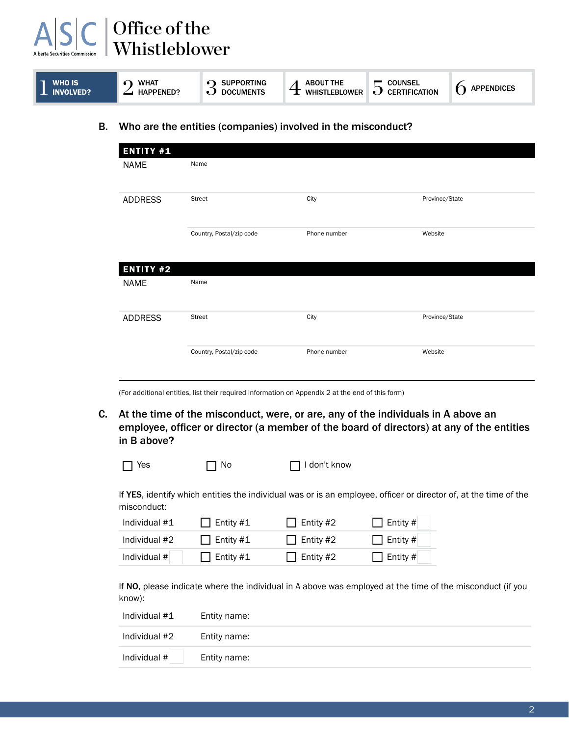Office of the Whistleblower

| 1 WHO IS INVOLVED? | 2 WHAT HAPPENED? | 3 SUPPORTING DOCUMENTS | 4 ABOUT THE WHISTLEBLOWER | 5 COUNSEL CERTIFICATION | 6 APPENDICES |
|---|---|---|---|---|---|

## B. Who are the entities (companies) involved in the misconduct?

| ENTITY #1 | | | |
|---|---|---|---|
| NAME | Name | | |
| ADDRESS | Street | City | Province/State |
| | Country, Postal/zip code | Phone number | Website |

| ENTITY #2 | | | |
|---|---|---|---|
| NAME | Name | | |
| ADDRESS | Street | City | Province/State |
| | Country, Postal/zip code | Phone number | Website |

(For additional entities, list their required information on Appendix 2 at the end of this form)

## C. At the time of the misconduct, were, or are, any of the individuals in A above an employee, officer or director (a member of the board of directors) at any of the entities in B above?

☐ Yes ☐ No ☐ I don't know

If **YES**, identify which entities the individual was or is an employee, officer or director of, at the time of the misconduct:

| | | | |
|---|---|---|---|
| Individual #1 | ☐ Entity #1 | ☐ Entity #2 | ☐ Entity # |
| Individual #2 | ☐ Entity #1 | ☐ Entity #2 | ☐ Entity # |
| Individual # | ☐ Entity #1 | ☐ Entity #2 | ☐ Entity # |

If **NO**, please indicate where the individual in A above was employed at the time of the misconduct (if you know):

| | |
|---|---|
| Individual #1 | Entity name: |
| Individual #2 | Entity name: |
| Individual # | Entity name: |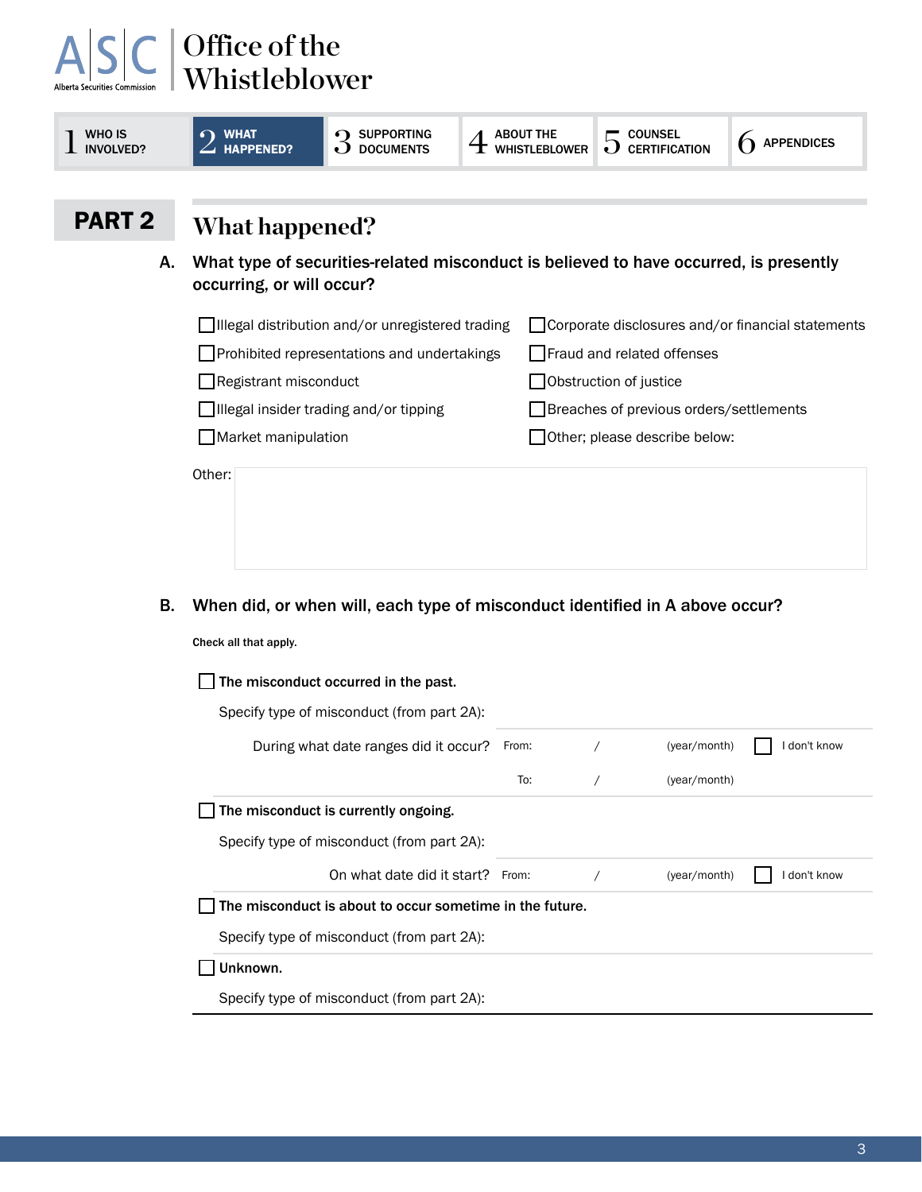Office of the Whistleblower

1 WHO IS INVOLVED? | 2 WHAT HAPPENED? | 3 SUPPORTING DOCUMENTS | 4 ABOUT THE WHISTLEBLOWER | 5 COUNSEL CERTIFICATION | 6 APPENDICES

# PART 2

## What happened?

**A. What type of securities-related misconduct is believed to have occurred, is presently occurring, or will occur?**

- ☐ Illegal distribution and/or unregistered trading
- ☐ Prohibited representations and undertakings
- ☐ Registrant misconduct
- ☐ Illegal insider trading and/or tipping
- ☐ Market manipulation
- ☐ Corporate disclosures and/or financial statements
- ☐ Fraud and related offenses
- ☐ Obstruction of justice
- ☐ Breaches of previous orders/settlements
- ☐ Other; please describe below:

Other:

**B. When did, or when will, each type of misconduct identified in A above occur?**

**Check all that apply.**

☐ **The misconduct occurred in the past.**

Specify type of misconduct (from part 2A):

During what date ranges did it occur? From: / (year/month) ☐ I don't know

To: / (year/month)

☐ **The misconduct is currently ongoing.**

Specify type of misconduct (from part 2A):

On what date did it start? From: / (year/month) ☐ I don't know

☐ **The misconduct is about to occur sometime in the future.**

Specify type of misconduct (from part 2A):

☐ **Unknown.**

Specify type of misconduct (from part 2A):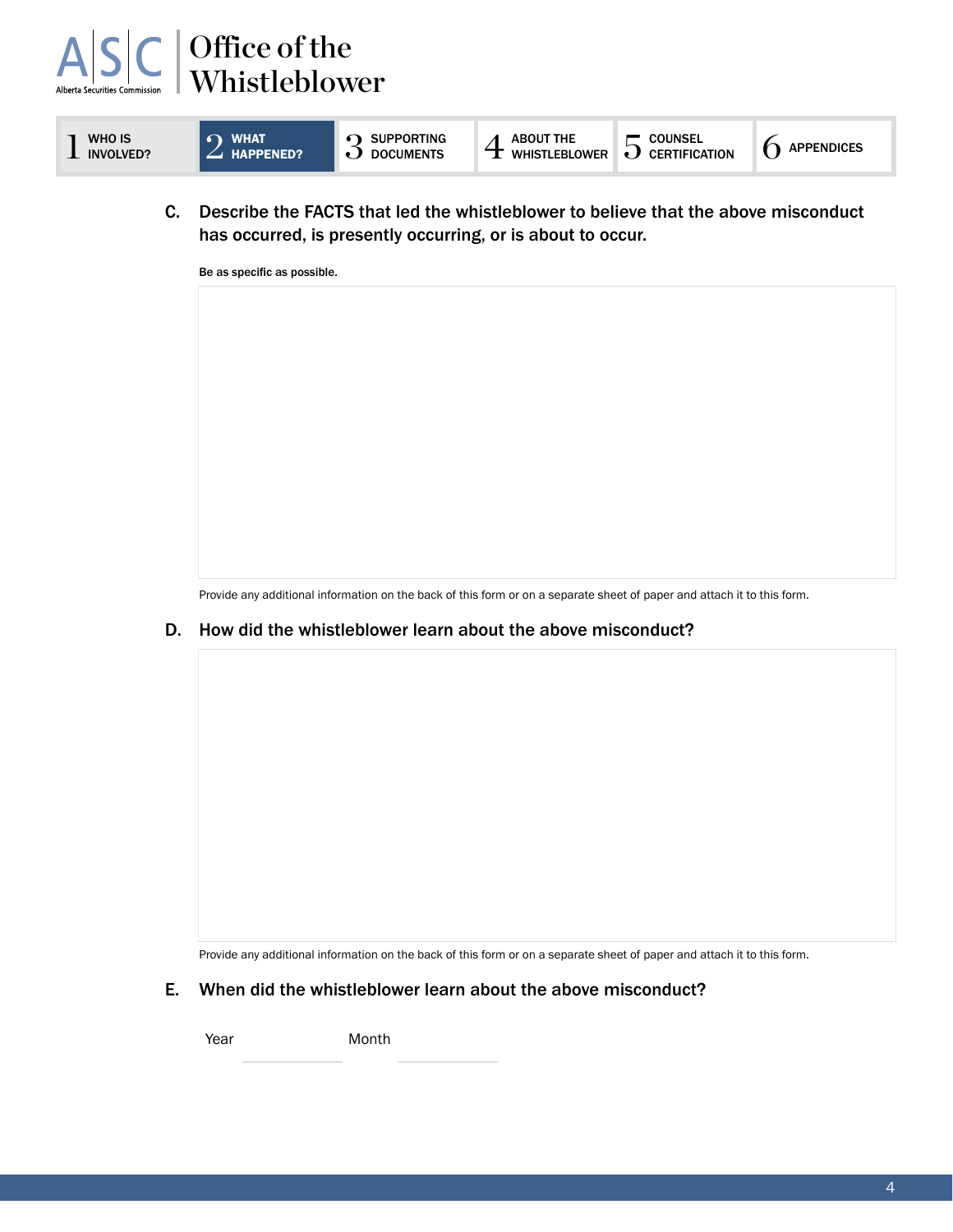# Office of the Whistleblower

1 WHO IS INVOLVED? | **2 WHAT HAPPENED?** | 3 SUPPORTING DOCUMENTS | 4 ABOUT THE WHISTLEBLOWER | 5 COUNSEL CERTIFICATION | 6 APPENDICES

### C. Describe the FACTS that led the whistleblower to believe that the above misconduct has occurred, is presently occurring, or is about to occur.

**Be as specific as possible.**

Provide any additional information on the back of this form or on a separate sheet of paper and attach it to this form.

### D. How did the whistleblower learn about the above misconduct?

Provide any additional information on the back of this form or on a separate sheet of paper and attach it to this form.

### E. When did the whistleblower learn about the above misconduct?

Year ____________ Month ____________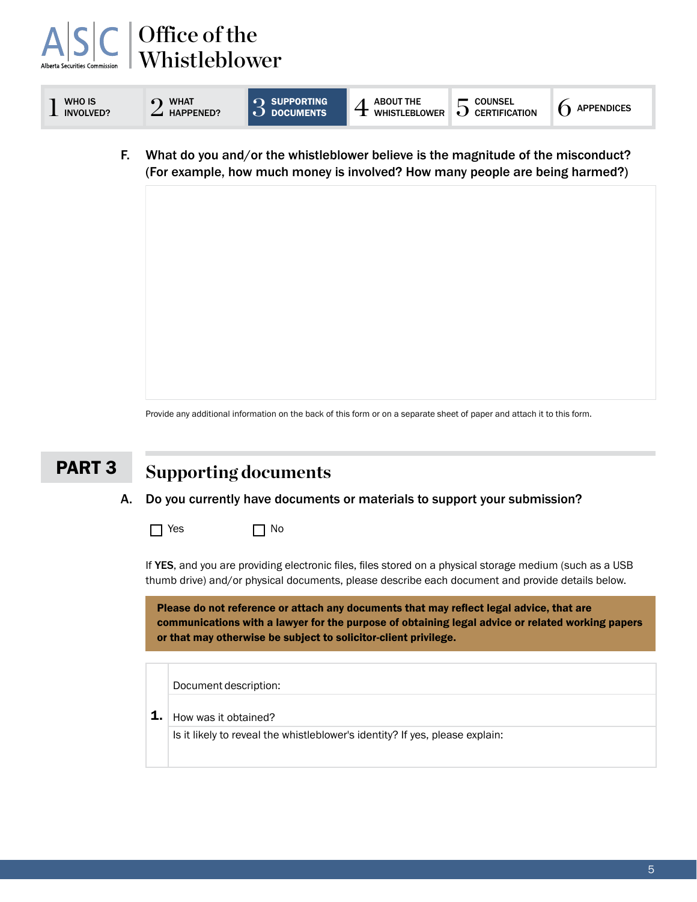F. **What do you and/or the whistleblower believe is the magnitude of the misconduct? (For example, how much money is involved? How many people are being harmed?)**

Provide any additional information on the back of this form or on a separate sheet of paper and attach it to this form.

## PART 3 Supporting documents

A. **Do you currently have documents or materials to support your submission?**

☐ Yes ☐ No

If **YES**, and you are providing electronic files, files stored on a physical storage medium (such as a USB thumb drive) and/or physical documents, please describe each document and provide details below.

**Please do not reference or attach any documents that may reflect legal advice, that are communications with a lawyer for the purpose of obtaining legal advice or related working papers or that may otherwise be subject to solicitor-client privilege.**

| | |
|---|---|
| **1.** | Document description: |
| | How was it obtained? |
| | Is it likely to reveal the whistleblower's identity? If yes, please explain: |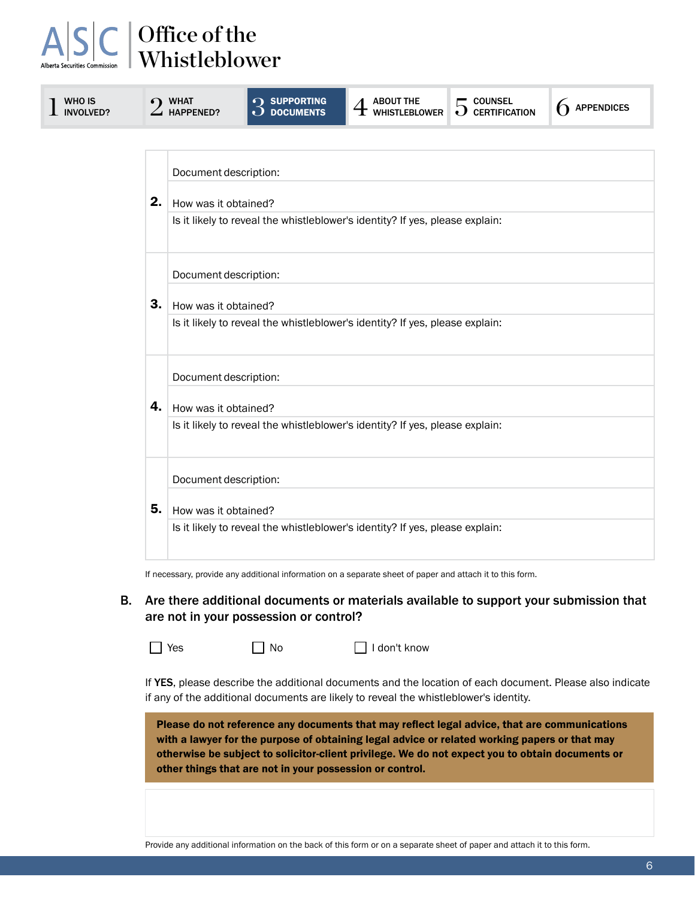| | |
|---|---|
| **2.** | Document description: |
| | How was it obtained? |
| | Is it likely to reveal the whistleblower's identity? If yes, please explain: |
| **3.** | Document description: |
| | How was it obtained? |
| | Is it likely to reveal the whistleblower's identity? If yes, please explain: |
| **4.** | Document description: |
| | How was it obtained? |
| | Is it likely to reveal the whistleblower's identity? If yes, please explain: |
| **5.** | Document description: |
| | How was it obtained? |
| | Is it likely to reveal the whistleblower's identity? If yes, please explain: |

If necessary, provide any additional information on a separate sheet of paper and attach it to this form.

**B. Are there additional documents or materials available to support your submission that are not in your possession or control?**

☐ Yes ☐ No ☐ I don't know

If **YES**, please describe the additional documents and the location of each document. Please also indicate if any of the additional documents are likely to reveal the whistleblower's identity.

**Please do not reference any documents that may reflect legal advice, that are communications with a lawyer for the purpose of obtaining legal advice or related working papers or that may otherwise be subject to solicitor-client privilege. We do not expect you to obtain documents or other things that are not in your possession or control.**

Provide any additional information on the back of this form or on a separate sheet of paper and attach it to this form.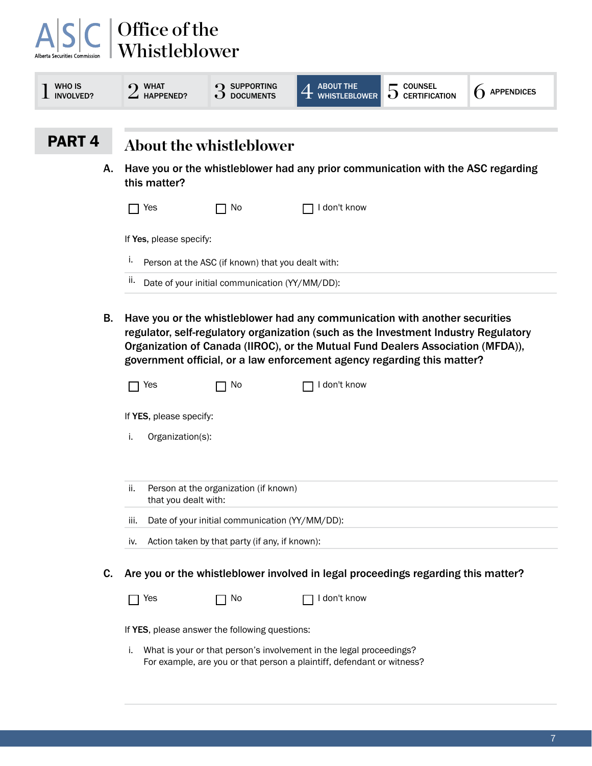Office of the Whistleblower

1 WHO IS INVOLVED? | 2 WHAT HAPPENED? | 3 SUPPORTING DOCUMENTS | 4 ABOUT THE WHISTLEBLOWER | 5 COUNSEL CERTIFICATION | 6 APPENDICES

## PART 4

# About the whistleblower

**A. Have you or the whistleblower had any prior communication with the ASC regarding this matter?**

☐ Yes ☐ No ☐ I don't know

If **Yes**, please specify:

i. Person at the ASC (if known) that you dealt with:

ii. Date of your initial communication (YY/MM/DD):

**B. Have you or the whistleblower had any communication with another securities regulator, self-regulatory organization (such as the Investment Industry Regulatory Organization of Canada (IIROC), or the Mutual Fund Dealers Association (MFDA)), government official, or a law enforcement agency regarding this matter?**

☐ Yes ☐ No ☐ I don't know

If **YES**, please specify:

i. Organization(s):

ii. Person at the organization (if known) that you dealt with:

iii. Date of your initial communication (YY/MM/DD):

iv. Action taken by that party (if any, if known):

**C. Are you or the whistleblower involved in legal proceedings regarding this matter?**

☐ Yes ☐ No ☐ I don't know

If **YES**, please answer the following questions:

i. What is your or that person's involvement in the legal proceedings? For example, are you or that person a plaintiff, defendant or witness?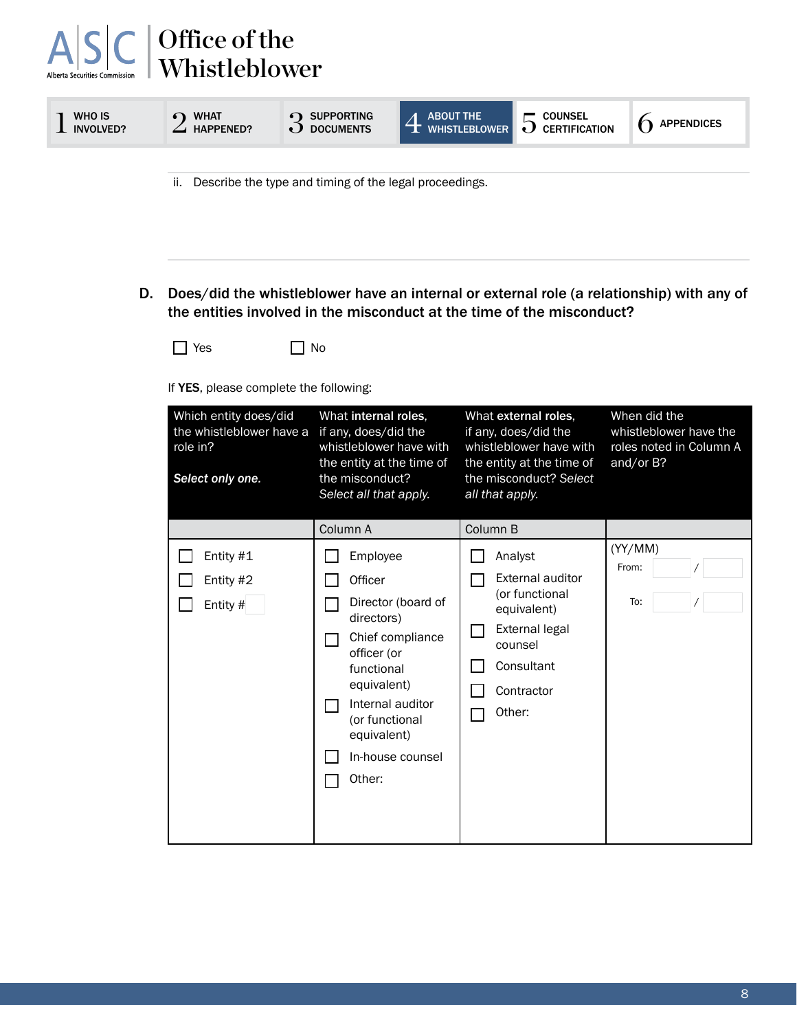ii. Describe the type and timing of the legal proceedings.

**D. Does/did the whistleblower have an internal or external role (a relationship) with any of the entities involved in the misconduct at the time of the misconduct?**

☐ Yes ☐ No

If **YES**, please complete the following:

| Which entity does/did the whistleblower have a role in? ***Select only one.*** | What **internal roles**, if any, does/did the whistleblower have with the entity at the time of the misconduct? *Select all that apply.* | What **external roles**, if any, does/did the whistleblower have with the entity at the time of the misconduct? *Select all that apply.* | When did the whistleblower have the roles noted in Column A and/or B? |
|---|---|---|---|
| | Column A | Column B | |
| ☐ Entity #1<br>☐ Entity #2<br>☐ Entity # | ☐ Employee<br>☐ Officer<br>☐ Director (board of directors)<br>☐ Chief compliance officer (or functional equivalent)<br>☐ Internal auditor (or functional equivalent)<br>☐ In-house counsel<br>☐ Other: | ☐ Analyst<br>☐ External auditor (or functional equivalent)<br>☐ External legal counsel<br>☐ Consultant<br>☐ Contractor<br>☐ Other: | (YY/MM)<br>From: /<br>To: / |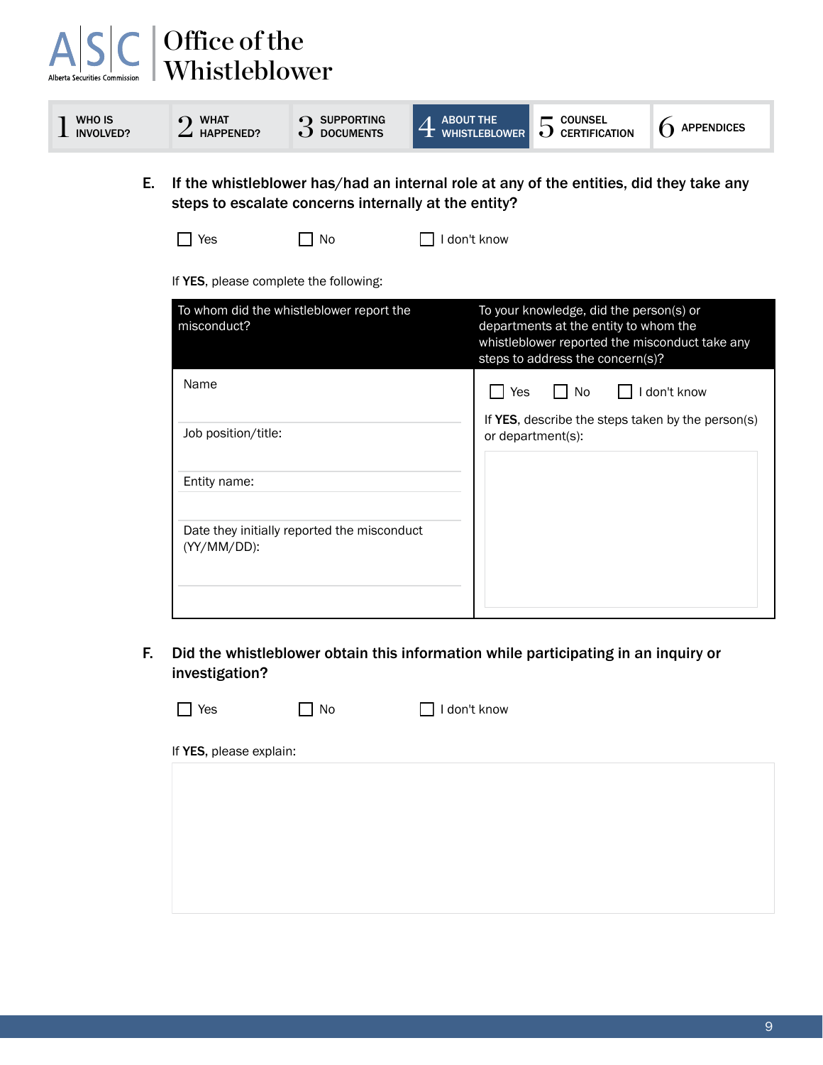# Office of the Whistleblower

1 WHO IS INVOLVED? | 2 WHAT HAPPENED? | 3 SUPPORTING DOCUMENTS | 4 ABOUT THE WHISTLEBLOWER | 5 COUNSEL CERTIFICATION | 6 APPENDICES

**E. If the whistleblower has/had an internal role at any of the entities, did they take any steps to escalate concerns internally at the entity?**

☐ Yes ☐ No ☐ I don't know

If **YES**, please complete the following:

| To whom did the whistleblower report the misconduct? | To your knowledge, did the person(s) or departments at the entity to whom the whistleblower reported the misconduct take any steps to address the concern(s)? |
|---|---|
| Name<br><br>Job position/title:<br><br>Entity name:<br><br>Date they initially reported the misconduct (YY/MM/DD): | ☐ Yes ☐ No ☐ I don't know<br><br>If **YES**, describe the steps taken by the person(s) or department(s): |

**F. Did the whistleblower obtain this information while participating in an inquiry or investigation?**

☐ Yes ☐ No ☐ I don't know

If **YES**, please explain: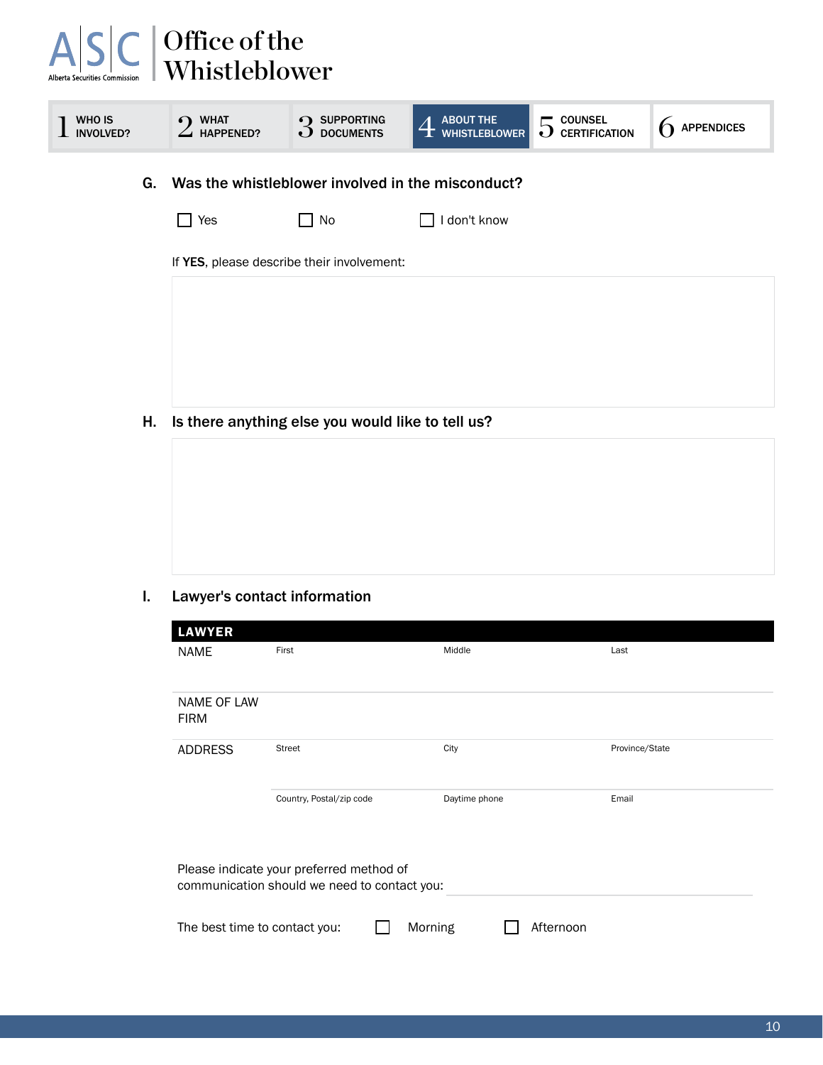# Office of the Whistleblower

Alberta Securities Commission

| 1 WHO IS INVOLVED? | 2 WHAT HAPPENED? | 3 SUPPORTING DOCUMENTS | 4 ABOUT THE WHISTLEBLOWER | 5 COUNSEL CERTIFICATION | 6 APPENDICES |
|---|---|---|---|---|---|

## G. Was the whistleblower involved in the misconduct?

☐ Yes ☐ No ☐ I don't know

If **YES**, please describe their involvement:

## H. Is there anything else you would like to tell us?

## I. Lawyer's contact information

| LAWYER | | | |
|---|---|---|---|
| NAME | First | Middle | Last |
| NAME OF LAW FIRM | | | |
| ADDRESS | Street | City | Province/State |
| | Country, Postal/zip code | Daytime phone | Email |

Please indicate your preferred method of communication should we need to contact you: ____________________

The best time to contact you: ☐ Morning ☐ Afternoon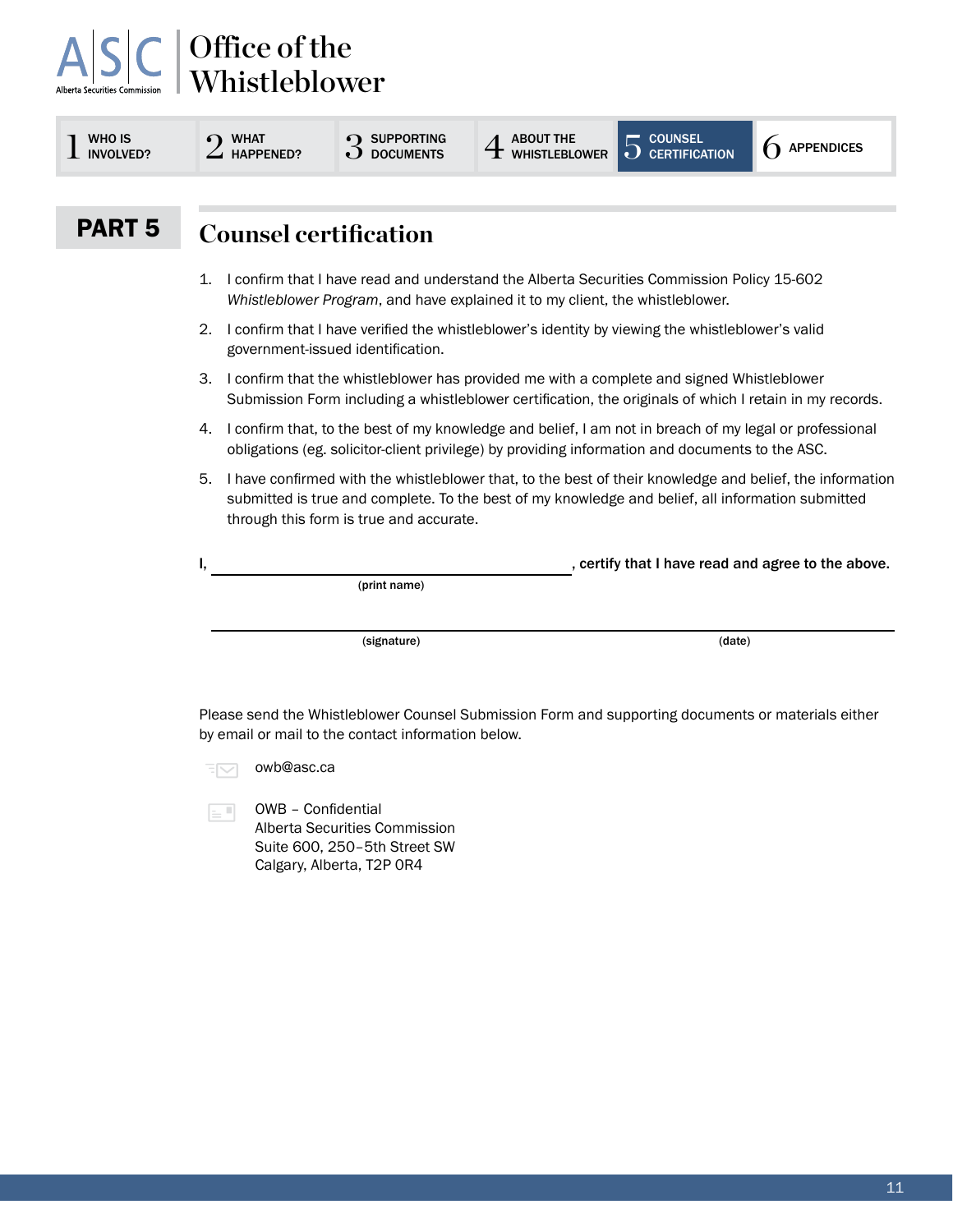# Office of the Whistleblower

1 WHO IS INVOLVED? | 2 WHAT HAPPENED? | 3 SUPPORTING DOCUMENTS | 4 ABOUT THE WHISTLEBLOWER | 5 COUNSEL CERTIFICATION | 6 APPENDICES

## PART 5 Counsel certification

1. I confirm that I have read and understand the Alberta Securities Commission Policy 15-602 *Whistleblower Program*, and have explained it to my client, the whistleblower.
2. I confirm that I have verified the whistleblower's identity by viewing the whistleblower's valid government-issued identification.
3. I confirm that the whistleblower has provided me with a complete and signed Whistleblower Submission Form including a whistleblower certification, the originals of which I retain in my records.
4. I confirm that, to the best of my knowledge and belief, I am not in breach of my legal or professional obligations (eg. solicitor-client privilege) by providing information and documents to the ASC.
5. I have confirmed with the whistleblower that, to the best of their knowledge and belief, the information submitted is true and complete. To the best of my knowledge and belief, all information submitted through this form is true and accurate.

**I, ______________________________, certify that I have read and agree to the above.**
(print name)

______________________________ ______________________________
(signature) (date)

Please send the Whistleblower Counsel Submission Form and supporting documents or materials either by email or mail to the contact information below.

owb@asc.ca

OWB – Confidential
Alberta Securities Commission
Suite 600, 250–5th Street SW
Calgary, Alberta, T2P 0R4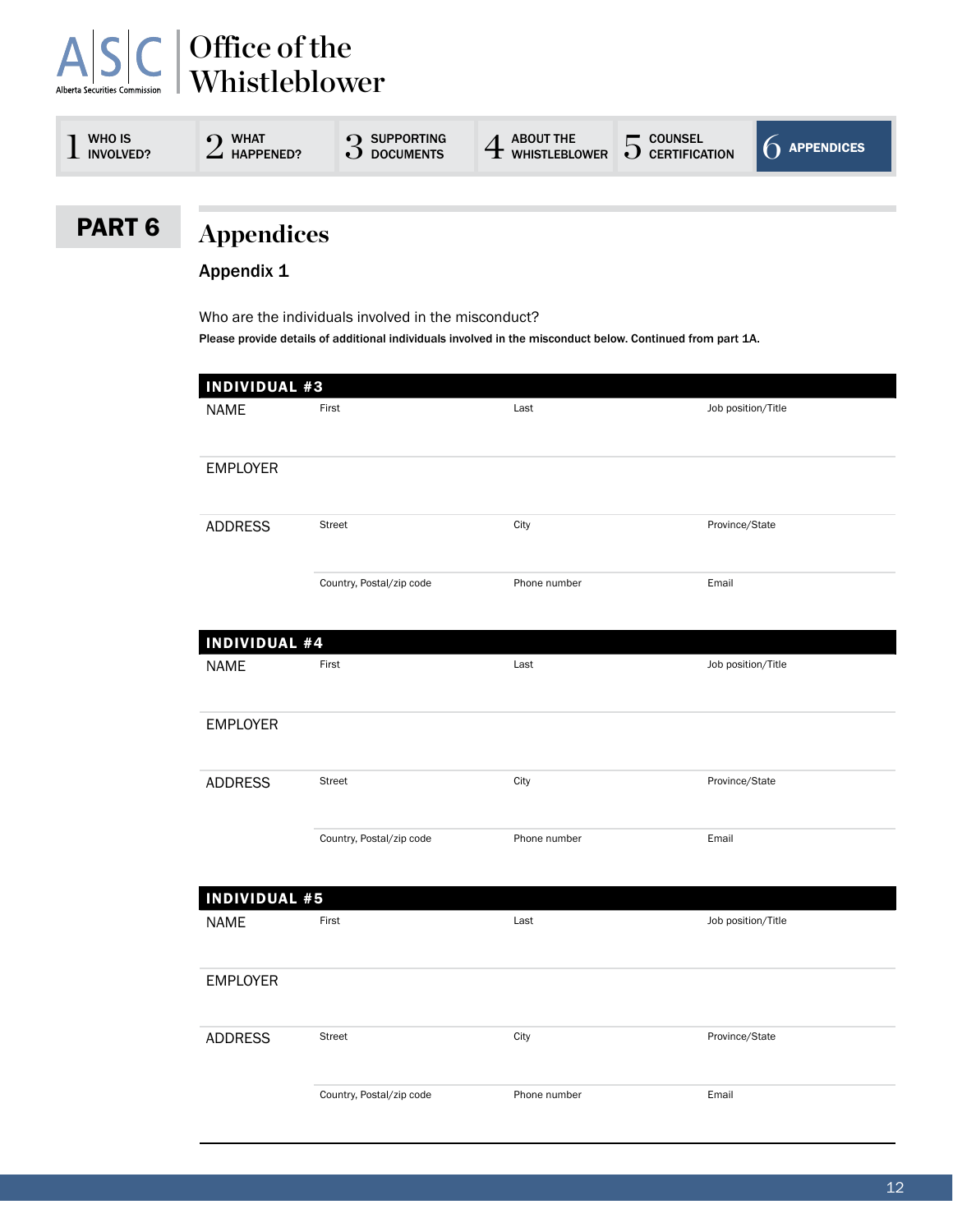Office of the Whistleblower

1 WHO IS INVOLVED? | 2 WHAT HAPPENED? | 3 SUPPORTING DOCUMENTS | 4 ABOUT THE WHISTLEBLOWER | 5 COUNSEL CERTIFICATION | 6 APPENDICES

**PART 6**

# Appendices

## Appendix 1

Who are the individuals involved in the misconduct?

**Please provide details of additional individuals involved in the misconduct below. Continued from part 1A.**

### INDIVIDUAL #3

| | | | |
|---|---|---|---|
| NAME | First | Last | Job position/Title |
| EMPLOYER | | | |
| ADDRESS | Street | City | Province/State |
| | Country, Postal/zip code | Phone number | Email |

### INDIVIDUAL #4

| | | | |
|---|---|---|---|
| NAME | First | Last | Job position/Title |
| EMPLOYER | | | |
| ADDRESS | Street | City | Province/State |
| | Country, Postal/zip code | Phone number | Email |

### INDIVIDUAL #5

| | | | |
|---|---|---|---|
| NAME | First | Last | Job position/Title |
| EMPLOYER | | | |
| ADDRESS | Street | City | Province/State |
| | Country, Postal/zip code | Phone number | Email |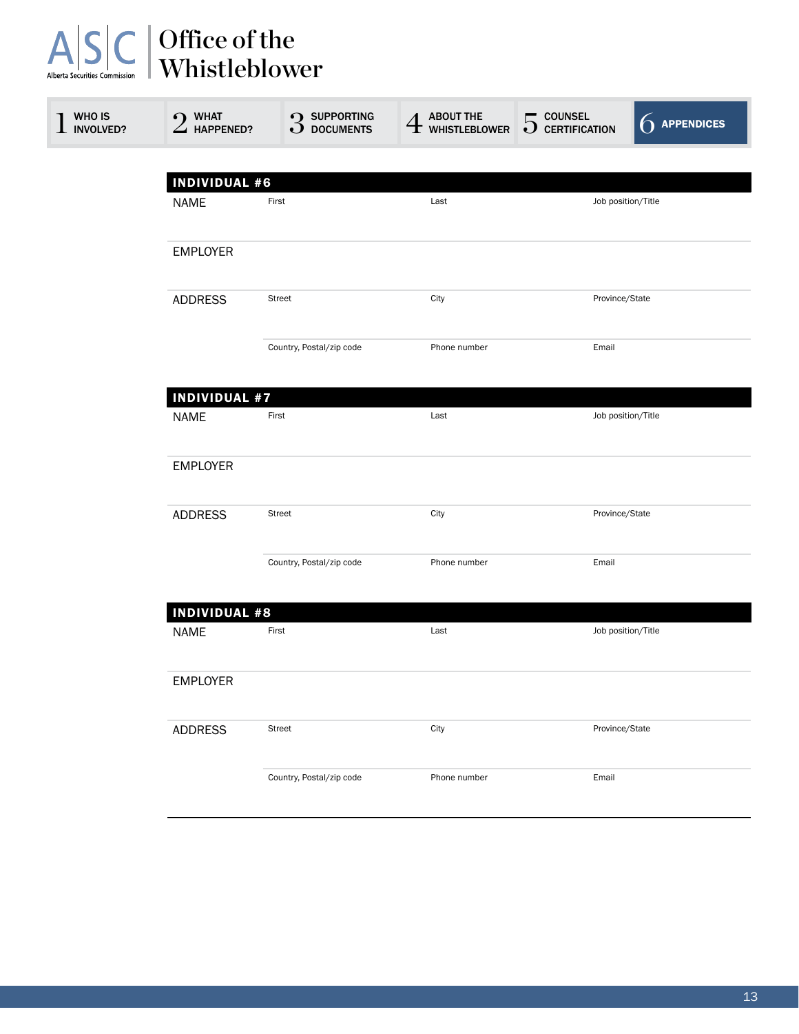# Office of the Whistleblower

1 WHO IS INVOLVED? | 2 WHAT HAPPENED? | 3 SUPPORTING DOCUMENTS | 4 ABOUT THE WHISTLEBLOWER | 5 COUNSEL CERTIFICATION | 6 APPENDICES

## INDIVIDUAL #6

| | | | |
|---|---|---|---|
| NAME | First | Last | Job position/Title |
| EMPLOYER | | | |
| ADDRESS | Street | City | Province/State |
| | Country, Postal/zip code | Phone number | Email |

## INDIVIDUAL #7

| | | | |
|---|---|---|---|
| NAME | First | Last | Job position/Title |
| EMPLOYER | | | |
| ADDRESS | Street | City | Province/State |
| | Country, Postal/zip code | Phone number | Email |

## INDIVIDUAL #8

| | | | |
|---|---|---|---|
| NAME | First | Last | Job position/Title |
| EMPLOYER | | | |
| ADDRESS | Street | City | Province/State |
| | Country, Postal/zip code | Phone number | Email |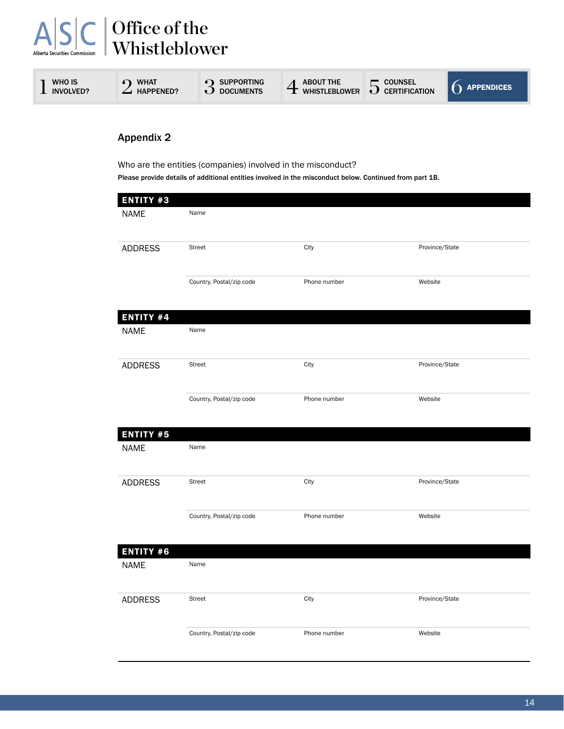Office of the Whistleblower

1 WHO IS INVOLVED? | 2 WHAT HAPPENED? | 3 SUPPORTING DOCUMENTS | 4 ABOUT THE WHISTLEBLOWER | 5 COUNSEL CERTIFICATION | 6 APPENDICES

## Appendix 2

Who are the entities (companies) involved in the misconduct?

**Please provide details of additional entities involved in the misconduct below. Continued from part 1B.**

### ENTITY #3

| NAME | Name | | |
|---|---|---|---|
| ADDRESS | Street | City | Province/State |
| | Country, Postal/zip code | Phone number | Website |

### ENTITY #4

| NAME | Name | | |
|---|---|---|---|
| ADDRESS | Street | City | Province/State |
| | Country, Postal/zip code | Phone number | Website |

### ENTITY #5

| NAME | Name | | |
|---|---|---|---|
| ADDRESS | Street | City | Province/State |
| | Country, Postal/zip code | Phone number | Website |

### ENTITY #6

| NAME | Name | | |
|---|---|---|---|
| ADDRESS | Street | City | Province/State |
| | Country, Postal/zip code | Phone number | Website |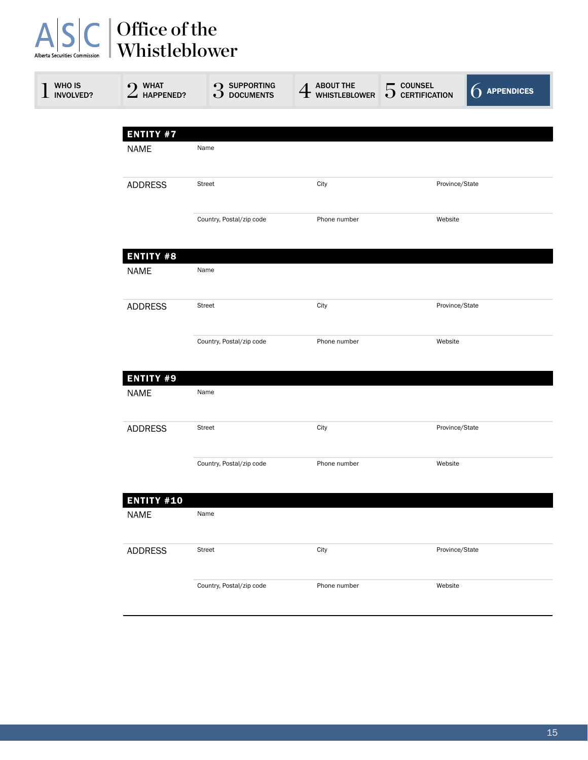# Office of the Whistleblower

1 WHO IS INVOLVED? | 2 WHAT HAPPENED? | 3 SUPPORTING DOCUMENTS | 4 ABOUT THE WHISTLEBLOWER | 5 COUNSEL CERTIFICATION | 6 APPENDICES

## ENTITY #7

| | | | |
|---|---|---|---|
| NAME | Name | | |
| ADDRESS | Street | City | Province/State |
| | Country, Postal/zip code | Phone number | Website |

## ENTITY #8

| | | | |
|---|---|---|---|
| NAME | Name | | |
| ADDRESS | Street | City | Province/State |
| | Country, Postal/zip code | Phone number | Website |

## ENTITY #9

| | | | |
|---|---|---|---|
| NAME | Name | | |
| ADDRESS | Street | City | Province/State |
| | Country, Postal/zip code | Phone number | Website |

## ENTITY #10

| | | | |
|---|---|---|---|
| NAME | Name | | |
| ADDRESS | Street | City | Province/State |
| | Country, Postal/zip code | Phone number | Website |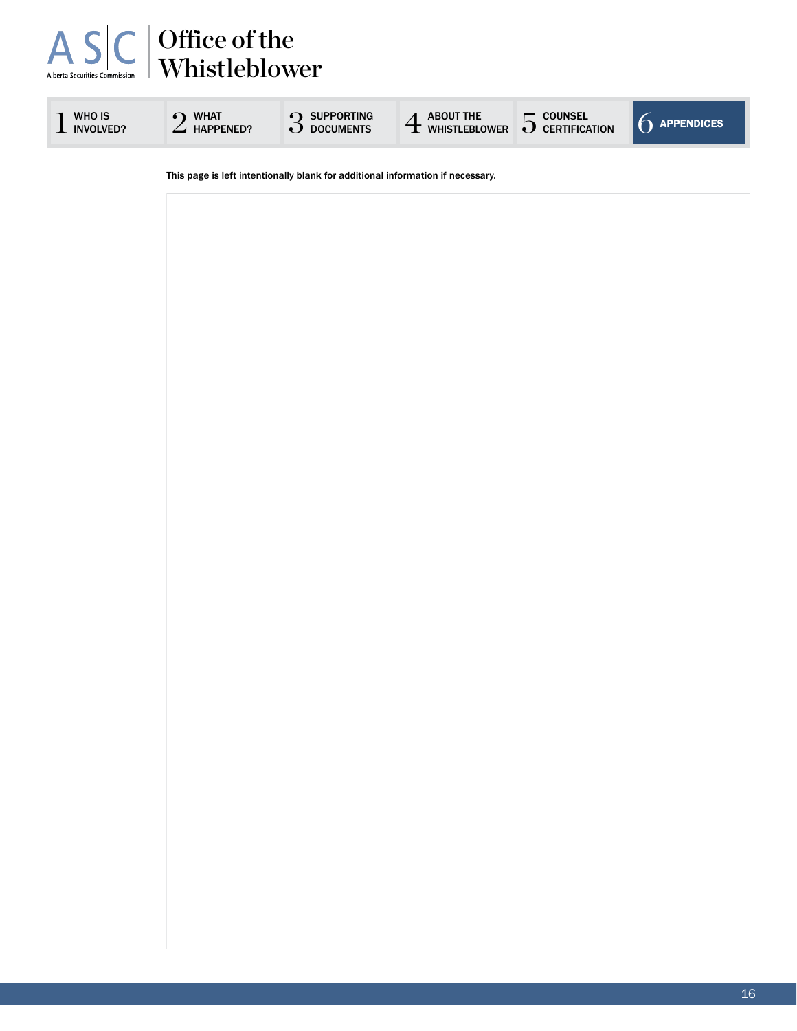This page is left intentionally blank for additional information if necessary.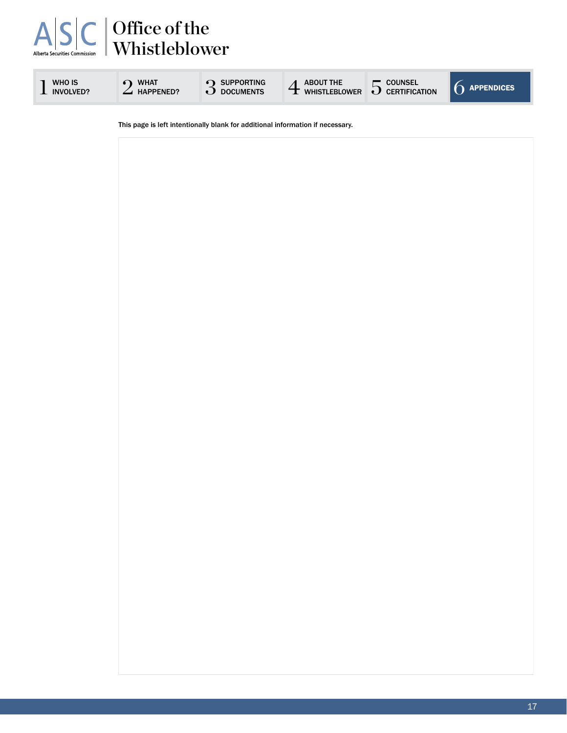This page is left intentionally blank for additional information if necessary.